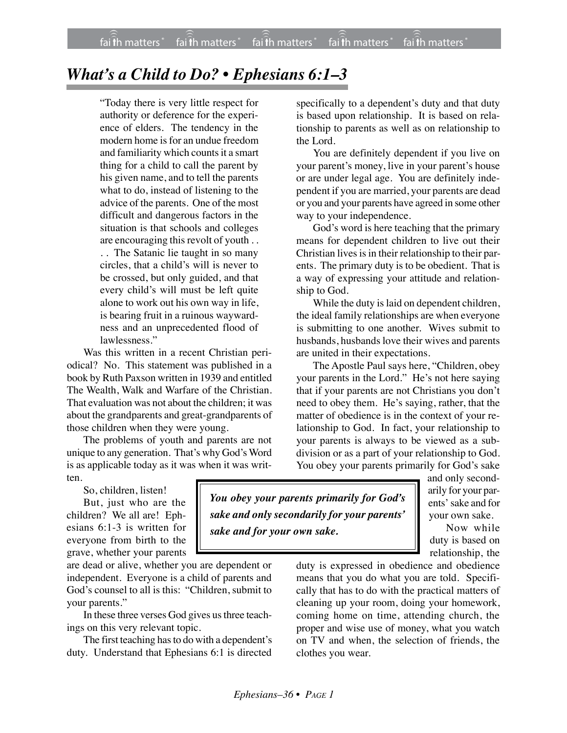# *What's a Child to Do? • Ephesians 6:1–3*

> "Today there is very little respect for authority or deference for the experience of elders. The tendency in the modern home is for an undue freedom and familiarity which counts it a smart thing for a child to call the parent by his given name, and to tell the parents what to do, instead of listening to the advice of the parents. One of the most difficult and dangerous factors in the situation is that schools and colleges are encouraging this revolt of youth . . . . The Satanic lie taught in so many circles, that a child's will is never to be crossed, but only guided, and that every child's will must be left quite alone to work out his own way in life, is bearing fruit in a ruinous waywardness and an unprecedented flood of lawlessness."

Was this written in a recent Christian periodical? No. This statement was published in a book by Ruth Paxson written in 1939 and entitled The Wealth, Walk and Warfare of the Christian. That evaluation was not about the children; it was about the grandparents and great-grandparents of those children when they were young.

The problems of youth and parents are not unique to any generation. That's why God's Word is as applicable today as it was when it was written.

So, children, listen!

But, just who are the children? We all are! Ephesians 6:1-3 is written for everyone from birth to the grave, whether your parents are dead or alive, whether you are dependent or independent. Everyone is a child of parents and God's counsel to all is this: "Children, submit to your parents."

In these three verses God gives us three teachings on this very relevant topic.

The first teaching has to do with a dependent's duty. Understand that Ephesians 6:1 is directed specifically to a dependent's duty and that duty is based upon relationship. It is based on relationship to parents as well as on relationship to the Lord.

You are definitely dependent if you live on your parent's money, live in your parent's house or are under legal age. You are definitely independent if you are married, your parents are dead or you and your parents have agreed in some other way to your independence.

God's word is here teaching that the primary means for dependent children to live out their Christian lives is in their relationship to their parents. The primary duty is to be obedient. That is a way of expressing your attitude and relationship to God.

While the duty is laid on dependent children, the ideal family relationships are when everyone is submitting to one another. Wives submit to husbands, husbands love their wives and parents are united in their expectations.

The Apostle Paul says here, "Children, obey your parents in the Lord." He's not here saying that if your parents are not Christians you don't need to obey them. He's saying, rather, that the matter of obedience is in the context of your relationship to God. In fact, your relationship to your parents is always to be viewed as a subdivision or as a part of your relationship to God. You obey your parents primarily for God's sake and only secondarily for your parents' sake and for your own sake.

> ***You obey your parents primarily for God's sake and only secondarily for your parents' sake and for your own sake.***

Now while duty is based on relationship, the duty is expressed in obedience and obedience means that you do what you are told. Specifically that has to do with the practical matters of cleaning up your room, doing your homework, coming home on time, attending church, the proper and wise use of money, what you watch on TV and when, the selection of friends, the clothes you wear.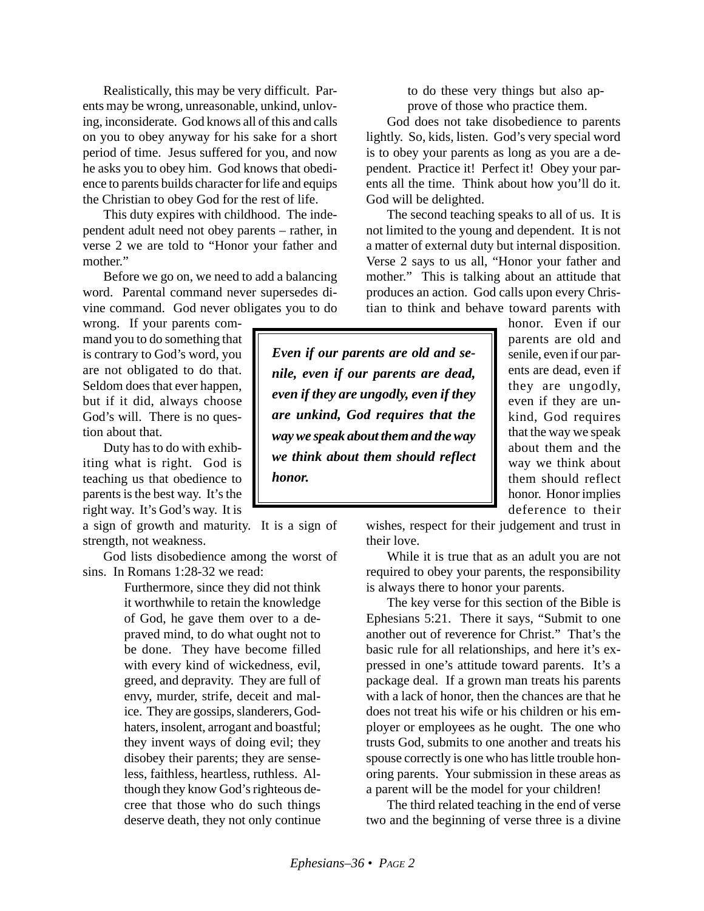Realistically, this may be very difficult. Parents may be wrong, unreasonable, unkind, unloving, inconsiderate. God knows all of this and calls on you to obey anyway for his sake for a short period of time. Jesus suffered for you, and now he asks you to obey him. God knows that obedience to parents builds character for life and equips the Christian to obey God for the rest of life.

This duty expires with childhood. The independent adult need not obey parents – rather, in verse 2 we are told to "Honor your father and mother."

Before we go on, we need to add a balancing word. Parental command never supersedes divine command. God never obligates you to do wrong. If your parents command you to do something that is contrary to God's word, you are not obligated to do that. Seldom does that ever happen, but if it did, always choose God's will. There is no question about that.

Duty has to do with exhibiting what is right. God is teaching us that obedience to parents is the best way. It's the right way. It's God's way. It is a sign of growth and maturity. It is a sign of strength, not weakness.

God lists disobedience among the worst of sins. In Romans 1:28-32 we read:

> Furthermore, since they did not think it worthwhile to retain the knowledge of God, he gave them over to a depraved mind, to do what ought not to be done. They have become filled with every kind of wickedness, evil, greed, and depravity. They are full of envy, murder, strife, deceit and malice. They are gossips, slanderers, God-haters, insolent, arrogant and boastful; they invent ways of doing evil; they disobey their parents; they are senseless, faithless, heartless, ruthless. Although they know God's righteous decree that those who do such things deserve death, they not only continue to do these very things but also approve of those who practice them.

God does not take disobedience to parents lightly. So, kids, listen. God's very special word is to obey your parents as long as you are a dependent. Practice it! Perfect it! Obey your parents all the time. Think about how you'll do it. God will be delighted.

The second teaching speaks to all of us. It is not limited to the young and dependent. It is not a matter of external duty but internal disposition. Verse 2 says to us all, "Honor your father and mother." This is talking about an attitude that produces an action. God calls upon every Christian to think and behave toward parents with honor. Even if our parents are old and senile, even if our parents are dead, even if they are ungodly, even if they are unkind, God requires that the way we speak about them and the way we think about them should reflect honor. Honor implies deference to their wishes, respect for their judgement and trust in their love.

> ***Even if our parents are old and senile, even if our parents are dead, even if they are ungodly, even if they are unkind, God requires that the way we speak about them and the way we think about them should reflect honor.***

While it is true that as an adult you are not required to obey your parents, the responsibility is always there to honor your parents.

The key verse for this section of the Bible is Ephesians 5:21. There it says, "Submit to one another out of reverence for Christ." That's the basic rule for all relationships, and here it's expressed in one's attitude toward parents. It's a package deal. If a grown man treats his parents with a lack of honor, then the chances are that he does not treat his wife or his children or his employer or employees as he ought. The one who trusts God, submits to one another and treats his spouse correctly is one who has little trouble honoring parents. Your submission in these areas as a parent will be the model for your children!

The third related teaching in the end of verse two and the beginning of verse three is a divine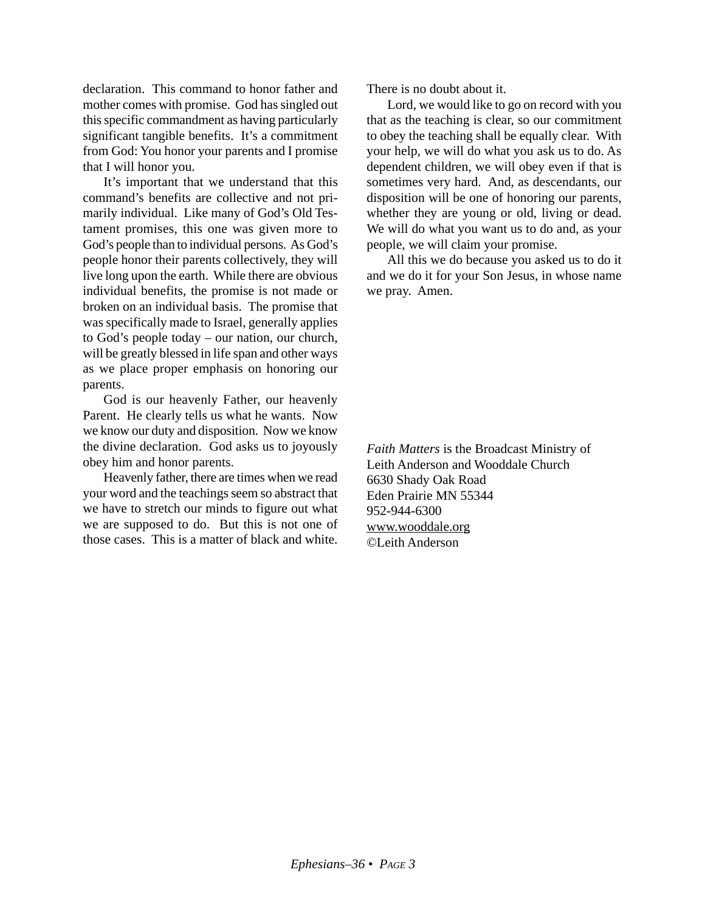declaration. This command to honor father and mother comes with promise. God has singled out this specific commandment as having particularly significant tangible benefits. It's a commitment from God: You honor your parents and I promise that I will honor you.

It's important that we understand that this command's benefits are collective and not primarily individual. Like many of God's Old Testament promises, this one was given more to God's people than to individual persons. As God's people honor their parents collectively, they will live long upon the earth. While there are obvious individual benefits, the promise is not made or broken on an individual basis. The promise that was specifically made to Israel, generally applies to God's people today – our nation, our church, will be greatly blessed in life span and other ways as we place proper emphasis on honoring our parents.

God is our heavenly Father, our heavenly Parent. He clearly tells us what he wants. Now we know our duty and disposition. Now we know the divine declaration. God asks us to joyously obey him and honor parents.

Heavenly father, there are times when we read your word and the teachings seem so abstract that we have to stretch our minds to figure out what we are supposed to do. But this is not one of those cases. This is a matter of black and white. There is no doubt about it.

Lord, we would like to go on record with you that as the teaching is clear, so our commitment to obey the teaching shall be equally clear. With your help, we will do what you ask us to do. As dependent children, we will obey even if that is sometimes very hard. And, as descendants, our disposition will be one of honoring our parents, whether they are young or old, living or dead. We will do what you want us to do and, as your people, we will claim your promise.

All this we do because you asked us to do it and we do it for your Son Jesus, in whose name we pray. Amen.

*Faith Matters* is the Broadcast Ministry of
Leith Anderson and Wooddale Church
6630 Shady Oak Road
Eden Prairie MN 55344
952-944-6300
www.wooddale.org
©Leith Anderson